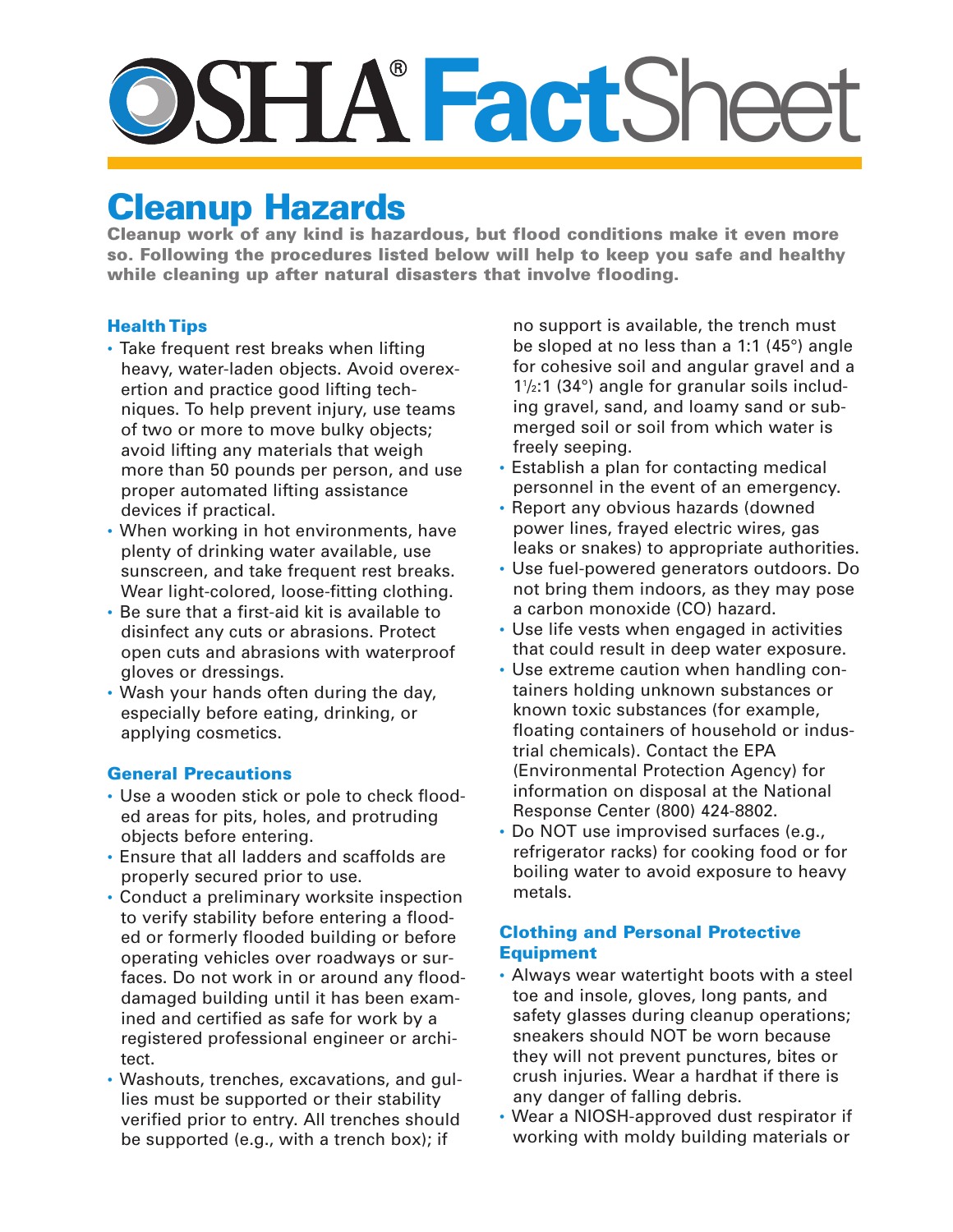# OSHA® FactSheet

## Cleanup Hazards

**Cleanup work of any kind is hazardous, but flood conditions make it even more so. Following the procedures listed below will help to keep you safe and healthy while cleaning up after natural disasters that involve flooding.**

### Health Tips

- Take frequent rest breaks when lifting heavy, water-laden objects. Avoid overexertion and practice good lifting techniques. To help prevent injury, use teams of two or more to move bulky objects; avoid lifting any materials that weigh more than 50 pounds per person, and use proper automated lifting assistance devices if practical.
- When working in hot environments, have plenty of drinking water available, use sunscreen, and take frequent rest breaks. Wear light-colored, loose-fitting clothing.
- Be sure that a first-aid kit is available to disinfect any cuts or abrasions. Protect open cuts and abrasions with waterproof gloves or dressings.
- Wash your hands often during the day, especially before eating, drinking, or applying cosmetics.

### General Precautions

- Use a wooden stick or pole to check flooded areas for pits, holes, and protruding objects before entering.
- Ensure that all ladders and scaffolds are properly secured prior to use.
- Conduct a preliminary worksite inspection to verify stability before entering a flooded or formerly flooded building or before operating vehicles over roadways or surfaces. Do not work in or around any flood-damaged building until it has been examined and certified as safe for work by a registered professional engineer or architect.
- Washouts, trenches, excavations, and gullies must be supported or their stability verified prior to entry. All trenches should be supported (e.g., with a trench box); if no support is available, the trench must be sloped at no less than a 1:1 (45°) angle for cohesive soil and angular gravel and a 1½:1 (34°) angle for granular soils including gravel, sand, and loamy sand or submerged soil or soil from which water is freely seeping.
- Establish a plan for contacting medical personnel in the event of an emergency.
- Report any obvious hazards (downed power lines, frayed electric wires, gas leaks or snakes) to appropriate authorities.
- Use fuel-powered generators outdoors. Do not bring them indoors, as they may pose a carbon monoxide (CO) hazard.
- Use life vests when engaged in activities that could result in deep water exposure.
- Use extreme caution when handling containers holding unknown substances or known toxic substances (for example, floating containers of household or industrial chemicals). Contact the EPA (Environmental Protection Agency) for information on disposal at the National Response Center (800) 424-8802.
- Do NOT use improvised surfaces (e.g., refrigerator racks) for cooking food or for boiling water to avoid exposure to heavy metals.

### Clothing and Personal Protective Equipment

- Always wear watertight boots with a steel toe and insole, gloves, long pants, and safety glasses during cleanup operations; sneakers should NOT be worn because they will not prevent punctures, bites or crush injuries. Wear a hardhat if there is any danger of falling debris.
- Wear a NIOSH-approved dust respirator if working with moldy building materials or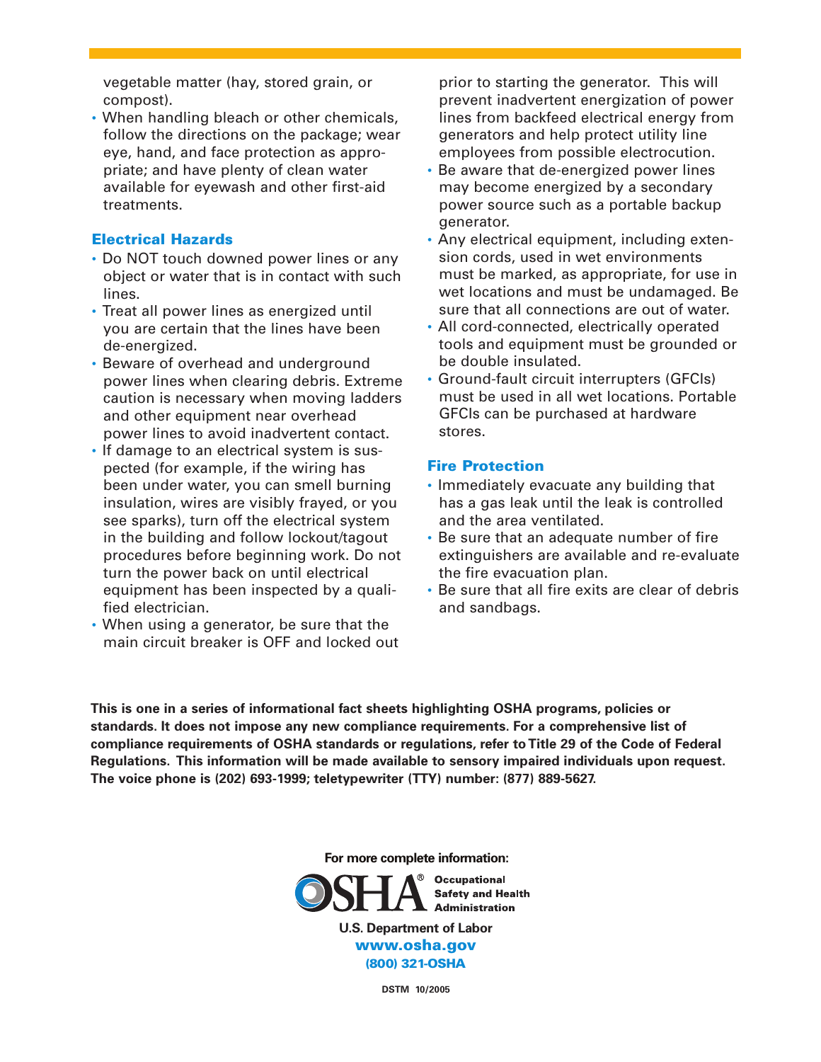vegetable matter (hay, stored grain, or compost).

- When handling bleach or other chemicals, follow the directions on the package; wear eye, hand, and face protection as appropriate; and have plenty of clean water available for eyewash and other first-aid treatments.

## Electrical Hazards

- Do NOT touch downed power lines or any object or water that is in contact with such lines.
- Treat all power lines as energized until you are certain that the lines have been de-energized.
- Beware of overhead and underground power lines when clearing debris. Extreme caution is necessary when moving ladders and other equipment near overhead power lines to avoid inadvertent contact.
- If damage to an electrical system is suspected (for example, if the wiring has been under water, you can smell burning insulation, wires are visibly frayed, or you see sparks), turn off the electrical system in the building and follow lockout/tagout procedures before beginning work. Do not turn the power back on until electrical equipment has been inspected by a qualified electrician.
- When using a generator, be sure that the main circuit breaker is OFF and locked out prior to starting the generator. This will prevent inadvertent energization of power lines from backfeed electrical energy from generators and help protect utility line employees from possible electrocution.
- Be aware that de-energized power lines may become energized by a secondary power source such as a portable backup generator.
- Any electrical equipment, including extension cords, used in wet environments must be marked, as appropriate, for use in wet locations and must be undamaged. Be sure that all connections are out of water.
- All cord-connected, electrically operated tools and equipment must be grounded or be double insulated.
- Ground-fault circuit interrupters (GFCIs) must be used in all wet locations. Portable GFCIs can be purchased at hardware stores.

## Fire Protection

- Immediately evacuate any building that has a gas leak until the leak is controlled and the area ventilated.
- Be sure that an adequate number of fire extinguishers are available and re-evaluate the fire evacuation plan.
- Be sure that all fire exits are clear of debris and sandbags.

**This is one in a series of informational fact sheets highlighting OSHA programs, policies or standards. It does not impose any new compliance requirements. For a comprehensive list of compliance requirements of OSHA standards or regulations, refer to Title 29 of the Code of Federal Regulations. This information will be made available to sensory impaired individuals upon request. The voice phone is (202) 693-1999; teletypewriter (TTY) number: (877) 889-5627.**

**For more complete information:**

OSHA® Occupational Safety and Health Administration

U.S. Department of Labor

www.osha.gov

(800) 321-OSHA

DSTM 10/2005